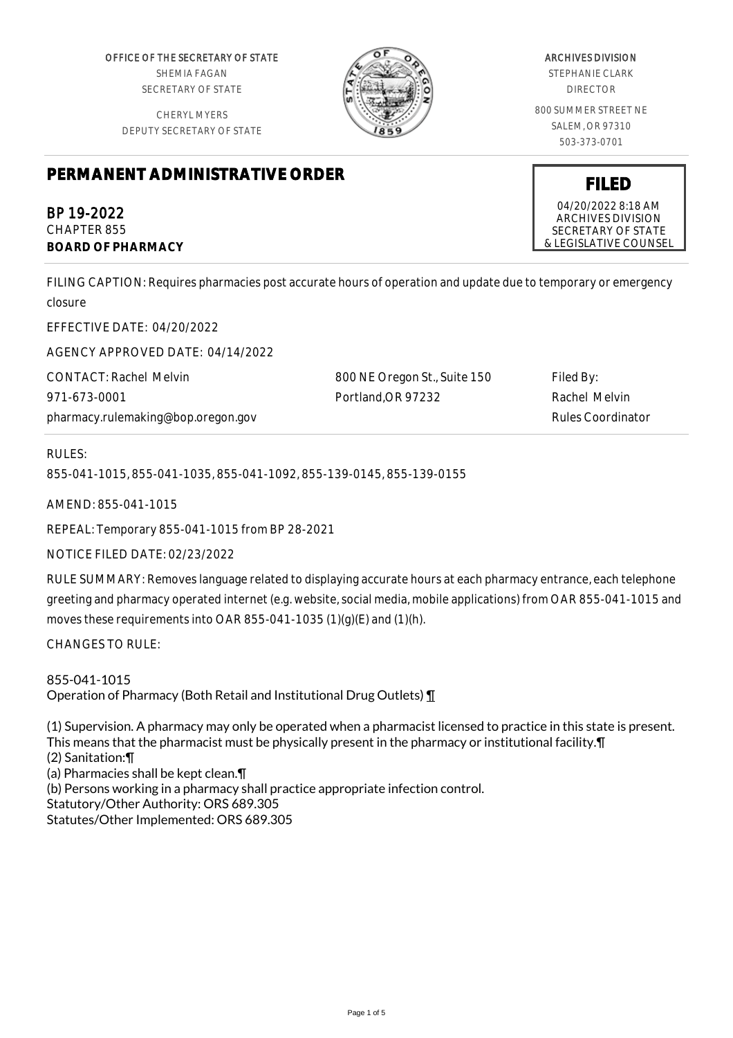OFFICE OF THE SECRETARY OF STATE
SHEMIA FAGAN
SECRETARY OF STATE

CHERYL MYERS
DEPUTY SECRETARY OF STATE

ARCHIVES DIVISION
STEPHANIE CLARK
DIRECTOR

800 SUMMER STREET NE
SALEM, OR 97310
503-373-0701

# PERMANENT ADMINISTRATIVE ORDER

**FILED**
04/20/2022 8:18 AM
ARCHIVES DIVISION
SECRETARY OF STATE
& LEGISLATIVE COUNSEL

## BP 19-2022

CHAPTER 855
**BOARD OF PHARMACY**

FILING CAPTION: Requires pharmacies post accurate hours of operation and update due to temporary or emergency closure

EFFECTIVE DATE: 04/20/2022

AGENCY APPROVED DATE: 04/14/2022

CONTACT: Rachel Melvin
971-673-0001
pharmacy.rulemaking@bop.oregon.gov

800 NE Oregon St., Suite 150
Portland,OR 97232

Filed By:
Rachel Melvin
Rules Coordinator

RULES:

855-041-1015, 855-041-1035, 855-041-1092, 855-139-0145, 855-139-0155

AMEND: 855-041-1015

REPEAL: Temporary 855-041-1015 from BP 28-2021

NOTICE FILED DATE: 02/23/2022

RULE SUMMARY: Removes language related to displaying accurate hours at each pharmacy entrance, each telephone greeting and pharmacy operated internet (e.g. website, social media, mobile applications) from OAR 855-041-1015 and moves these requirements into OAR 855-041-1035 (1)(g)(E) and (1)(h).

CHANGES TO RULE:

855-041-1015
Operation of Pharmacy (Both Retail and Institutional Drug Outlets) ¶

(1) Supervision. A pharmacy may only be operated when a pharmacist licensed to practice in this state is present. This means that the pharmacist must be physically present in the pharmacy or institutional facility.¶
(2) Sanitation:¶
(a) Pharmacies shall be kept clean.¶
(b) Persons working in a pharmacy shall practice appropriate infection control.
Statutory/Other Authority: ORS 689.305
Statutes/Other Implemented: ORS 689.305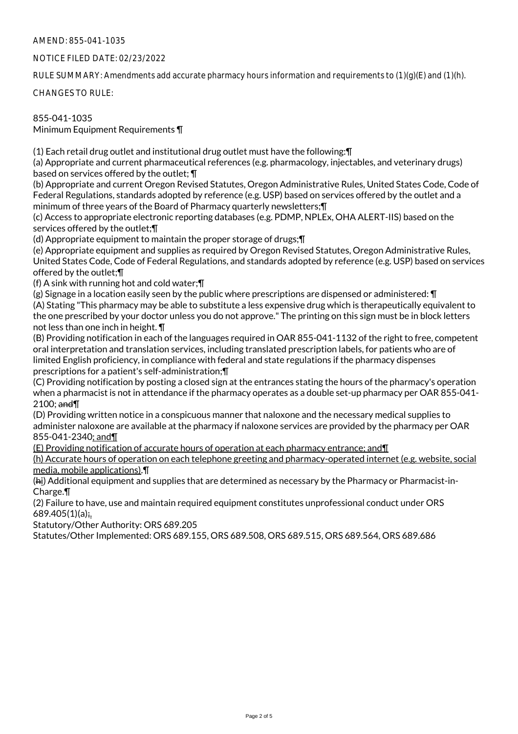AMEND: 855-041-1035

NOTICE FILED DATE: 02/23/2022

RULE SUMMARY: Amendments add accurate pharmacy hours information and requirements to (1)(g)(E) and (1)(h).

CHANGES TO RULE:

855-041-1035
Minimum Equipment Requirements ¶

(1) Each retail drug outlet and institutional drug outlet must have the following:¶
(a) Appropriate and current pharmaceutical references (e.g. pharmacology, injectables, and veterinary drugs) based on services offered by the outlet; ¶
(b) Appropriate and current Oregon Revised Statutes, Oregon Administrative Rules, United States Code, Code of Federal Regulations, standards adopted by reference (e.g. USP) based on services offered by the outlet and a minimum of three years of the Board of Pharmacy quarterly newsletters;¶
(c) Access to appropriate electronic reporting databases (e.g. PDMP, NPLEx, OHA ALERT-IIS) based on the services offered by the outlet;¶
(d) Appropriate equipment to maintain the proper storage of drugs;¶
(e) Appropriate equipment and supplies as required by Oregon Revised Statutes, Oregon Administrative Rules, United States Code, Code of Federal Regulations, and standards adopted by reference (e.g. USP) based on services offered by the outlet;¶
(f) A sink with running hot and cold water;¶
(g) Signage in a location easily seen by the public where prescriptions are dispensed or administered: ¶
(A) Stating "This pharmacy may be able to substitute a less expensive drug which is therapeutically equivalent to the one prescribed by your doctor unless you do not approve." The printing on this sign must be in block letters not less than one inch in height. ¶
(B) Providing notification in each of the languages required in OAR 855-041-1132 of the right to free, competent oral interpretation and translation services, including translated prescription labels, for patients who are of limited English proficiency, in compliance with federal and state regulations if the pharmacy dispenses prescriptions for a patient's self-administration;¶
(C) Providing notification by posting a closed sign at the entrances stating the hours of the pharmacy's operation when a pharmacist is not in attendance if the pharmacy operates as a double set-up pharmacy per OAR 855-041-2100; ~~and~~¶
(D) Providing written notice in a conspicuous manner that naloxone and the necessary medical supplies to administer naloxone are available at the pharmacy if naloxone services are provided by the pharmacy per OAR 855-041-2340<u>; and</u>¶
<u>(E) Providing notification of accurate hours of operation at each pharmacy entrance; and</u>¶
<u>(h) Accurate hours of operation on each telephone greeting and pharmacy-operated internet (e.g. website, social media, mobile applications).</u>¶
(~~h~~<u>i</u>) Additional equipment and supplies that are determined as necessary by the Pharmacy or Pharmacist-in-Charge.¶
(2) Failure to have, use and maintain required equipment constitutes unprofessional conduct under ORS 689.405(1)(a)~~;~~<u>.</u>

Statutory/Other Authority: ORS 689.205
Statutes/Other Implemented: ORS 689.155, ORS 689.508, ORS 689.515, ORS 689.564, ORS 689.686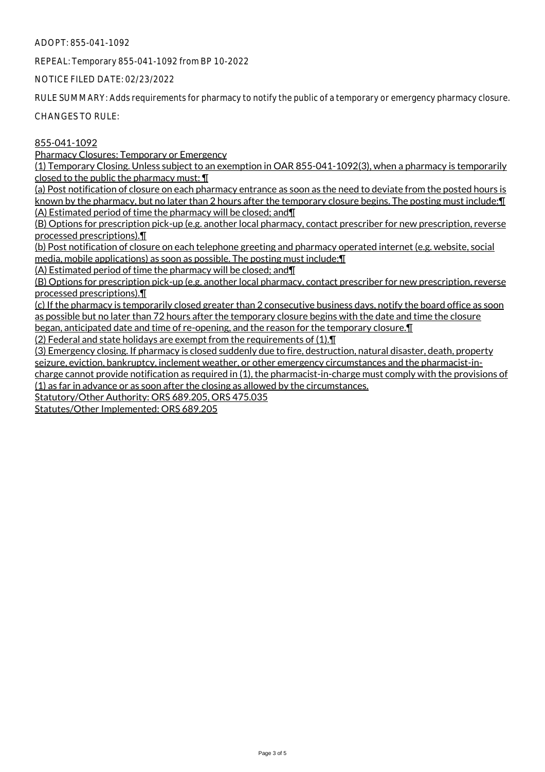ADOPT: 855-041-1092

REPEAL: Temporary 855-041-1092 from BP 10-2022

NOTICE FILED DATE: 02/23/2022

RULE SUMMARY: Adds requirements for pharmacy to notify the public of a temporary or emergency pharmacy closure.

CHANGES TO RULE:

855-041-1092

Pharmacy Closures: Temporary or Emergency

(1) Temporary Closing. Unless subject to an exemption in OAR 855-041-1092(3), when a pharmacy is temporarily closed to the public the pharmacy must: ¶

(a) Post notification of closure on each pharmacy entrance as soon as the need to deviate from the posted hours is known by the pharmacy, but no later than 2 hours after the temporary closure begins. The posting must include:¶

(A) Estimated period of time the pharmacy will be closed; and¶

(B) Options for prescription pick-up (e.g. another local pharmacy, contact prescriber for new prescription, reverse processed prescriptions).¶

(b) Post notification of closure on each telephone greeting and pharmacy operated internet (e.g. website, social media, mobile applications) as soon as possible. The posting must include:¶

(A) Estimated period of time the pharmacy will be closed; and¶

(B) Options for prescription pick-up (e.g. another local pharmacy, contact prescriber for new prescription, reverse processed prescriptions).¶

(c) If the pharmacy is temporarily closed greater than 2 consecutive business days, notify the board office as soon as possible but no later than 72 hours after the temporary closure begins with the date and time the closure began, anticipated date and time of re-opening, and the reason for the temporary closure.¶

(2) Federal and state holidays are exempt from the requirements of (1).¶

(3) Emergency closing. If pharmacy is closed suddenly due to fire, destruction, natural disaster, death, property seizure, eviction, bankruptcy, inclement weather, or other emergency circumstances and the pharmacist-in-charge cannot provide notification as required in (1), the pharmacist-in-charge must comply with the provisions of (1) as far in advance or as soon after the closing as allowed by the circumstances.

Statutory/Other Authority: ORS 689.205, ORS 475.035

Statutes/Other Implemented: ORS 689.205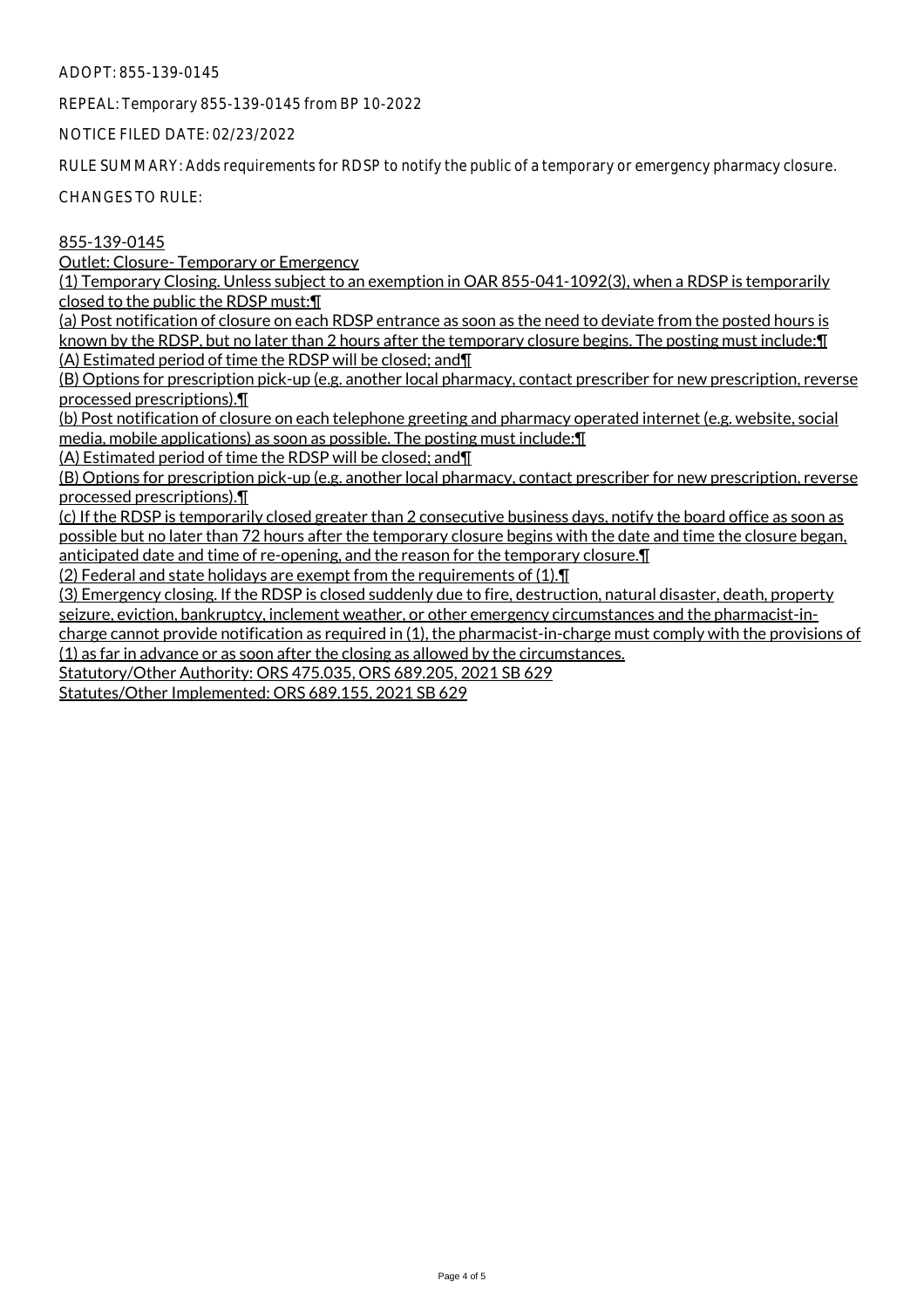ADOPT: 855-139-0145

REPEAL: Temporary 855-139-0145 from BP 10-2022

NOTICE FILED DATE: 02/23/2022

RULE SUMMARY: Adds requirements for RDSP to notify the public of a temporary or emergency pharmacy closure.

CHANGES TO RULE:

855-139-0145

Outlet: Closure- Temporary or Emergency

(1) Temporary Closing. Unless subject to an exemption in OAR 855-041-1092(3), when a RDSP is temporarily closed to the public the RDSP must:¶

(a) Post notification of closure on each RDSP entrance as soon as the need to deviate from the posted hours is known by the RDSP, but no later than 2 hours after the temporary closure begins. The posting must include:¶

(A) Estimated period of time the RDSP will be closed; and¶

(B) Options for prescription pick-up (e.g. another local pharmacy, contact prescriber for new prescription, reverse processed prescriptions).¶

(b) Post notification of closure on each telephone greeting and pharmacy operated internet (e.g. website, social media, mobile applications) as soon as possible. The posting must include:¶

(A) Estimated period of time the RDSP will be closed; and¶

(B) Options for prescription pick-up (e.g. another local pharmacy, contact prescriber for new prescription, reverse processed prescriptions).¶

(c) If the RDSP is temporarily closed greater than 2 consecutive business days, notify the board office as soon as possible but no later than 72 hours after the temporary closure begins with the date and time the closure began, anticipated date and time of re-opening, and the reason for the temporary closure.¶

(2) Federal and state holidays are exempt from the requirements of (1).¶

(3) Emergency closing. If the RDSP is closed suddenly due to fire, destruction, natural disaster, death, property seizure, eviction, bankruptcy, inclement weather, or other emergency circumstances and the pharmacist-in-charge cannot provide notification as required in (1), the pharmacist-in-charge must comply with the provisions of (1) as far in advance or as soon after the closing as allowed by the circumstances.

Statutory/Other Authority: ORS 475.035, ORS 689.205, 2021 SB 629

Statutes/Other Implemented: ORS 689.155, 2021 SB 629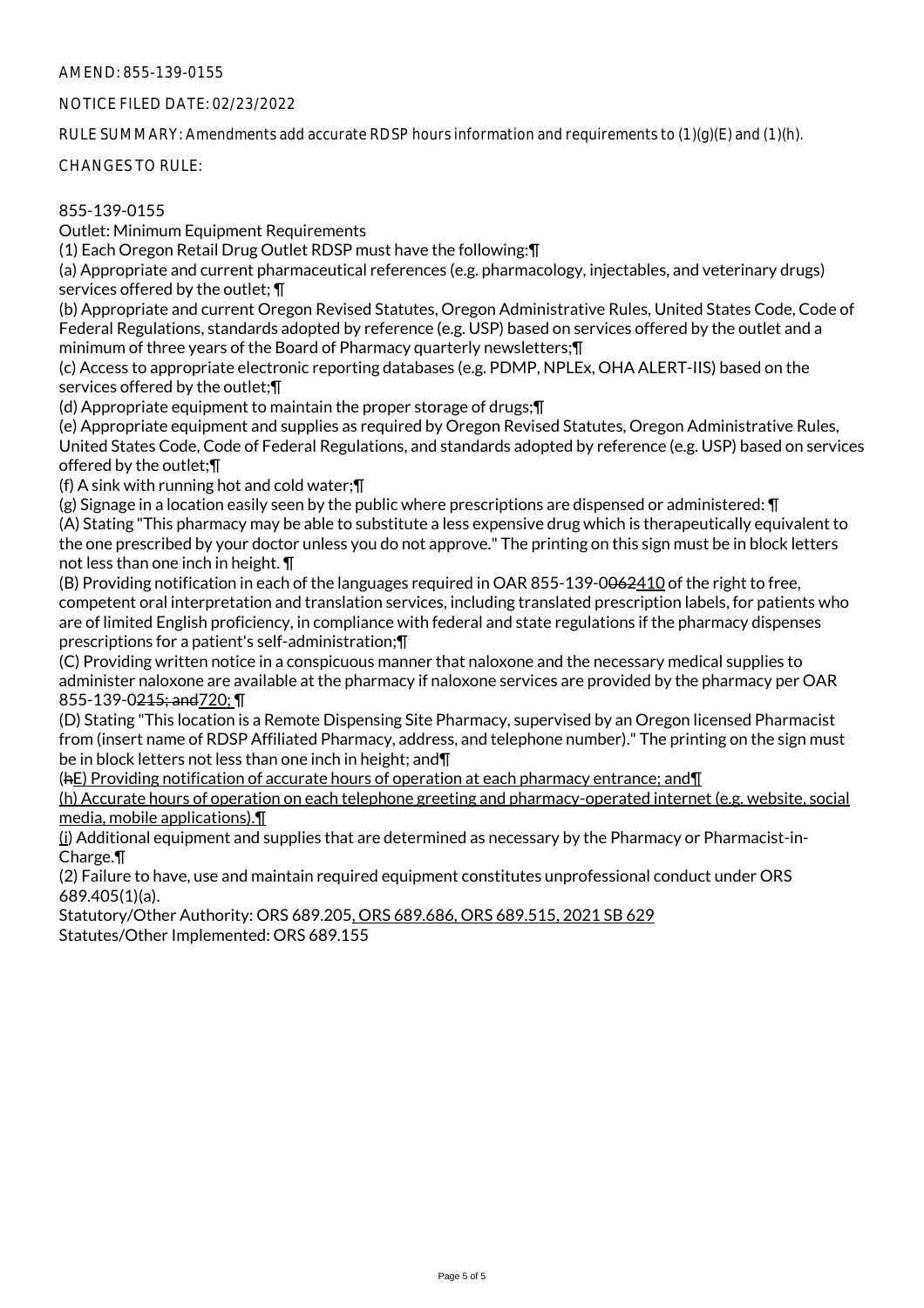AMEND: 855-139-0155

NOTICE FILED DATE: 02/23/2022

RULE SUMMARY: Amendments add accurate RDSP hours information and requirements to (1)(g)(E) and (1)(h).

CHANGES TO RULE:

855-139-0155
Outlet: Minimum Equipment Requirements
(1) Each Oregon Retail Drug Outlet RDSP must have the following:¶
(a) Appropriate and current pharmaceutical references (e.g. pharmacology, injectables, and veterinary drugs) services offered by the outlet; ¶
(b) Appropriate and current Oregon Revised Statutes, Oregon Administrative Rules, United States Code, Code of Federal Regulations, standards adopted by reference (e.g. USP) based on services offered by the outlet and a minimum of three years of the Board of Pharmacy quarterly newsletters;¶
(c) Access to appropriate electronic reporting databases (e.g. PDMP, NPLEx, OHA ALERT-IIS) based on the services offered by the outlet;¶
(d) Appropriate equipment to maintain the proper storage of drugs;¶
(e) Appropriate equipment and supplies as required by Oregon Revised Statutes, Oregon Administrative Rules, United States Code, Code of Federal Regulations, and standards adopted by reference (e.g. USP) based on services offered by the outlet;¶
(f) A sink with running hot and cold water;¶
(g) Signage in a location easily seen by the public where prescriptions are dispensed or administered: ¶
(A) Stating "This pharmacy may be able to substitute a less expensive drug which is therapeutically equivalent to the one prescribed by your doctor unless you do not approve." The printing on this sign must be in block letters not less than one inch in height. ¶
(B) Providing notification in each of the languages required in OAR 855-139-0~~062~~410 of the right to free, competent oral interpretation and translation services, including translated prescription labels, for patients who are of limited English proficiency, in compliance with federal and state regulations if the pharmacy dispenses prescriptions for a patient's self-administration;¶
(C) Providing written notice in a conspicuous manner that naloxone and the necessary medical supplies to administer naloxone are available at the pharmacy if naloxone services are provided by the pharmacy per OAR 855-139-0~~215; and~~720; ¶
(D) Stating "This location is a Remote Dispensing Site Pharmacy, supervised by an Oregon licensed Pharmacist from (insert name of RDSP Affiliated Pharmacy, address, and telephone number)." The printing on the sign must be in block letters not less than one inch in height; and¶
(~~h~~E) Providing notification of accurate hours of operation at each pharmacy entrance; and¶
(h) Accurate hours of operation on each telephone greeting and pharmacy-operated internet (e.g. website, social media, mobile applications).¶
(i) Additional equipment and supplies that are determined as necessary by the Pharmacy or Pharmacist-in-Charge.¶
(2) Failure to have, use and maintain required equipment constitutes unprofessional conduct under ORS 689.405(1)(a).
Statutory/Other Authority: ORS 689.205, ORS 689.686, ORS 689.515, 2021 SB 629
Statutes/Other Implemented: ORS 689.155